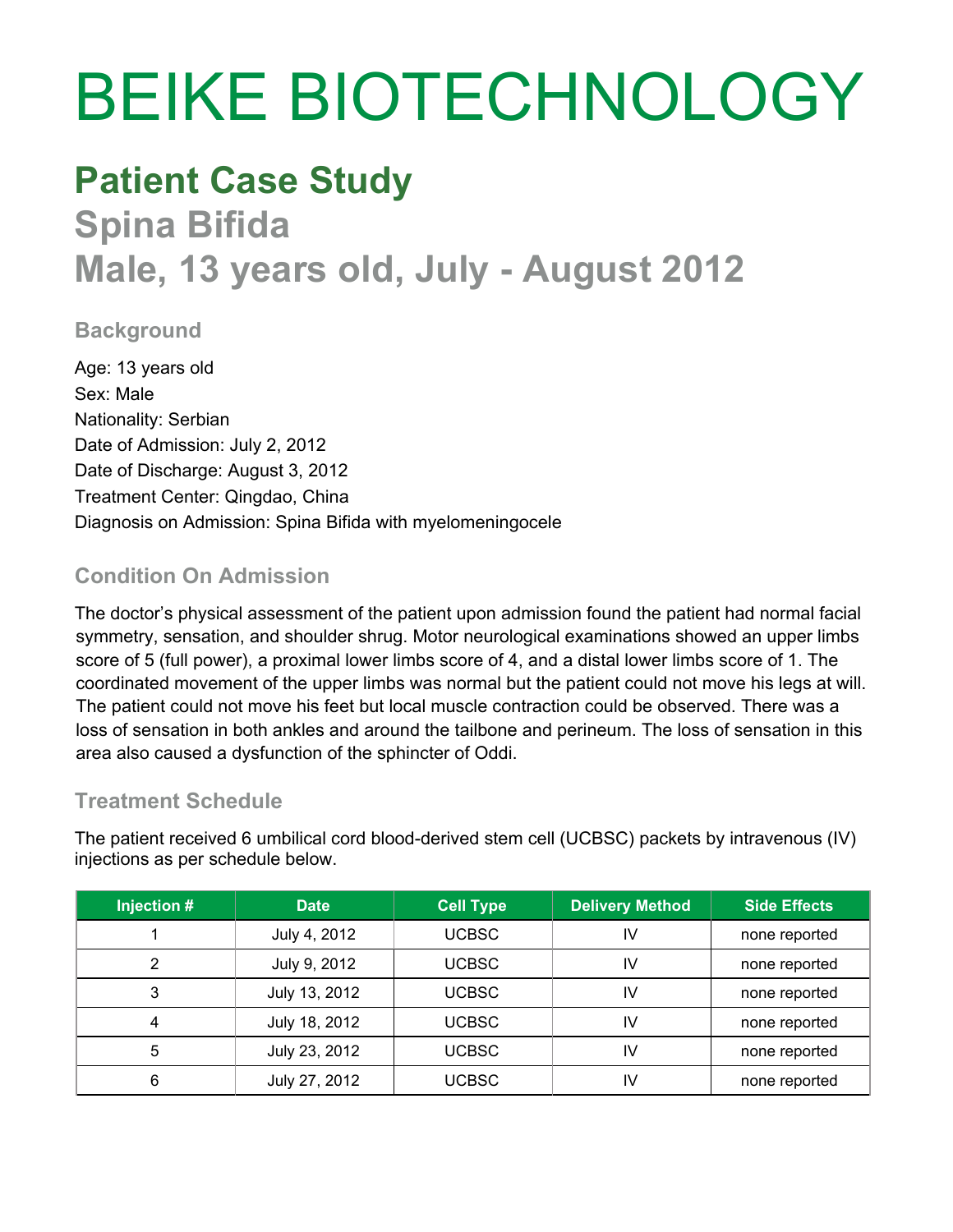# BEIKE BIOTECHNOLOGY

## Patient Case Study

## Spina Bifida

## Male, 13 years old, July - August 2012

### Background

Age: 13 years old
Sex: Male
Nationality: Serbian
Date of Admission: July 2, 2012
Date of Discharge: August 3, 2012
Treatment Center: Qingdao, China
Diagnosis on Admission: Spina Bifida with myelomeningocele

### Condition On Admission

The doctor's physical assessment of the patient upon admission found the patient had normal facial symmetry, sensation, and shoulder shrug. Motor neurological examinations showed an upper limbs score of 5 (full power), a proximal lower limbs score of 4, and a distal lower limbs score of 1. The coordinated movement of the upper limbs was normal but the patient could not move his legs at will. The patient could not move his feet but local muscle contraction could be observed. There was a loss of sensation in both ankles and around the tailbone and perineum. The loss of sensation in this area also caused a dysfunction of the sphincter of Oddi.

### Treatment Schedule

The patient received 6 umbilical cord blood-derived stem cell (UCBSC) packets by intravenous (IV) injections as per schedule below.

| Injection # | Date | Cell Type | Delivery Method | Side Effects |
|---|---|---|---|---|
| 1 | July 4, 2012 | UCBSC | IV | none reported |
| 2 | July 9, 2012 | UCBSC | IV | none reported |
| 3 | July 13, 2012 | UCBSC | IV | none reported |
| 4 | July 18, 2012 | UCBSC | IV | none reported |
| 5 | July 23, 2012 | UCBSC | IV | none reported |
| 6 | July 27, 2012 | UCBSC | IV | none reported |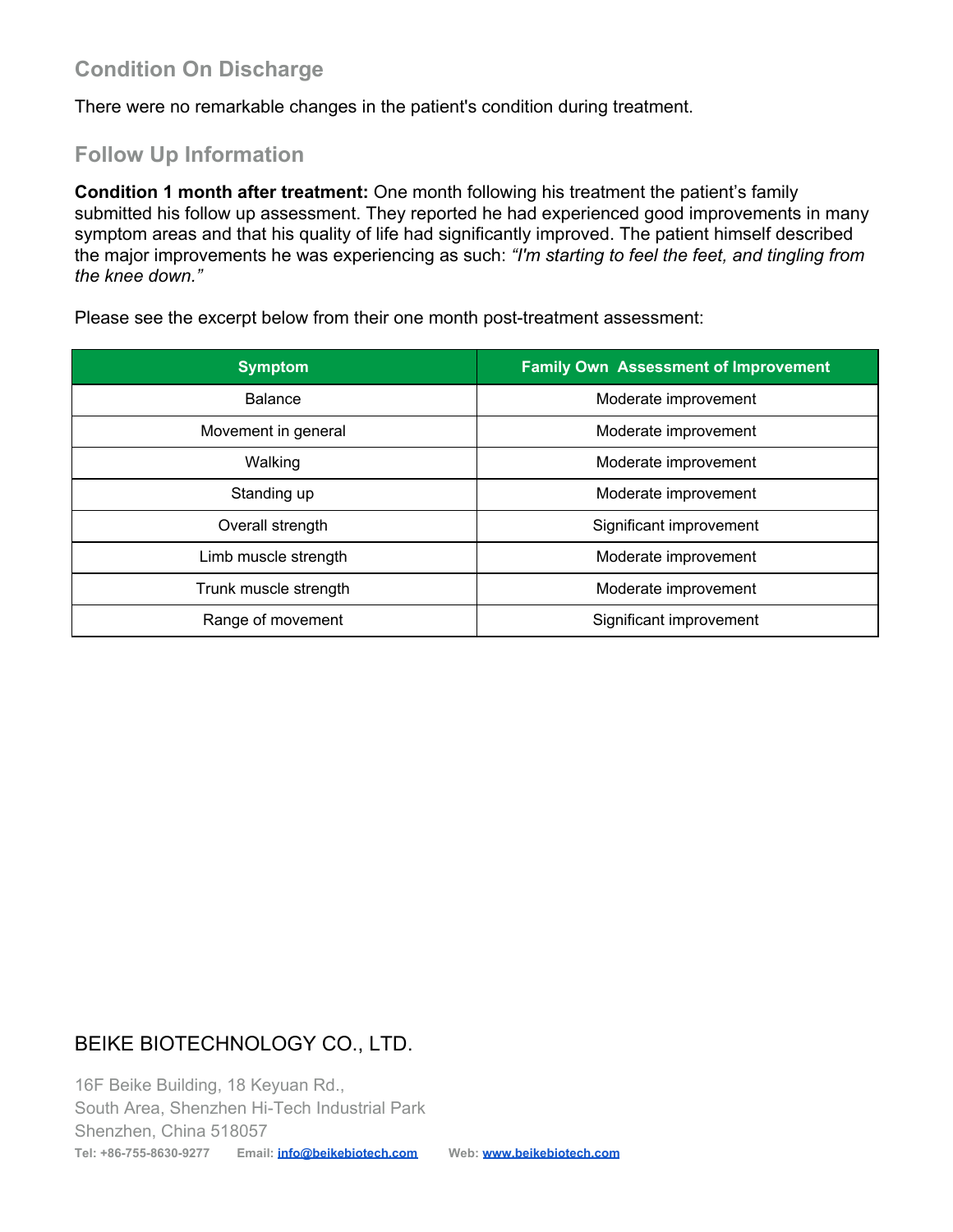## Condition On Discharge

There were no remarkable changes in the patient's condition during treatment.

## Follow Up Information

**Condition 1 month after treatment:** One month following his treatment the patient's family submitted his follow up assessment. They reported he had experienced good improvements in many symptom areas and that his quality of life had significantly improved. The patient himself described the major improvements he was experiencing as such: *"I'm starting to feel the feet, and tingling from the knee down."*

Please see the excerpt below from their one month post-treatment assessment:

| Symptom | Family Own Assessment of Improvement |
| --- | --- |
| Balance | Moderate improvement |
| Movement in general | Moderate improvement |
| Walking | Moderate improvement |
| Standing up | Moderate improvement |
| Overall strength | Significant improvement |
| Limb muscle strength | Moderate improvement |
| Trunk muscle strength | Moderate improvement |
| Range of movement | Significant improvement |

BEIKE BIOTECHNOLOGY CO., LTD.

16F Beike Building, 18 Keyuan Rd.,
South Area, Shenzhen Hi-Tech Industrial Park
Shenzhen, China 518057

**Tel:** +86-755-8630-9277 **Email:** info@beikebiotech.com **Web:** www.beikebiotech.com